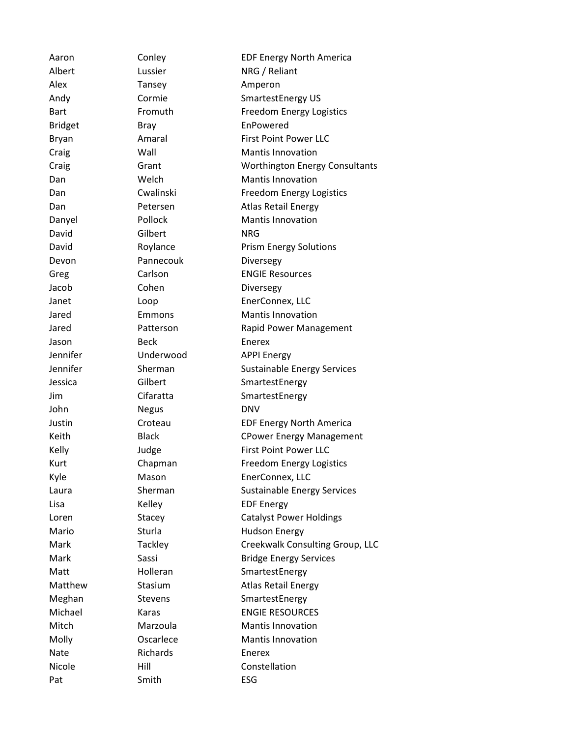| | | |
|---|---|---|
| Aaron | Conley | EDF Energy North America |
| Albert | Lussier | NRG / Reliant |
| Alex | Tansey | Amperon |
| Andy | Cormie | SmartestEnergy US |
| Bart | Fromuth | Freedom Energy Logistics |
| Bridget | Bray | EnPowered |
| Bryan | Amaral | First Point Power LLC |
| Craig | Wall | Mantis Innovation |
| Craig | Grant | Worthington Energy Consultants |
| Dan | Welch | Mantis Innovation |
| Dan | Cwalinski | Freedom Energy Logistics |
| Dan | Petersen | Atlas Retail Energy |
| Danyel | Pollock | Mantis Innovation |
| David | Gilbert | NRG |
| David | Roylance | Prism Energy Solutions |
| Devon | Pannecouk | Diversegy |
| Greg | Carlson | ENGIE Resources |
| Jacob | Cohen | Diversegy |
| Janet | Loop | EnerConnex, LLC |
| Jared | Emmons | Mantis Innovation |
| Jared | Patterson | Rapid Power Management |
| Jason | Beck | Enerex |
| Jennifer | Underwood | APPI Energy |
| Jennifer | Sherman | Sustainable Energy Services |
| Jessica | Gilbert | SmartestEnergy |
| Jim | Cifaratta | SmartestEnergy |
| John | Negus | DNV |
| Justin | Croteau | EDF Energy North America |
| Keith | Black | CPower Energy Management |
| Kelly | Judge | First Point Power LLC |
| Kurt | Chapman | Freedom Energy Logistics |
| Kyle | Mason | EnerConnex, LLC |
| Laura | Sherman | Sustainable Energy Services |
| Lisa | Kelley | EDF Energy |
| Loren | Stacey | Catalyst Power Holdings |
| Mario | Sturla | Hudson Energy |
| Mark | Tackley | Creekwalk Consulting Group, LLC |
| Mark | Sassi | Bridge Energy Services |
| Matt | Holleran | SmartestEnergy |
| Matthew | Stasium | Atlas Retail Energy |
| Meghan | Stevens | SmartestEnergy |
| Michael | Karas | ENGIE RESOURCES |
| Mitch | Marzoula | Mantis Innovation |
| Molly | Oscarlece | Mantis Innovation |
| Nate | Richards | Enerex |
| Nicole | Hill | Constellation |
| Pat | Smith | ESG |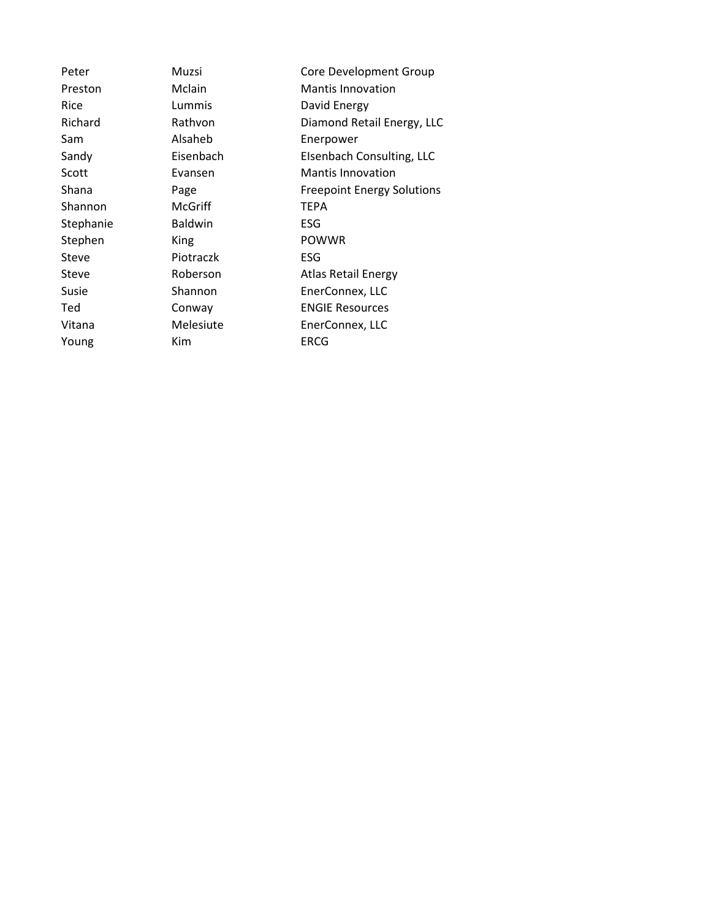| | | |
|---|---|---|
| Peter | Muzsi | Core Development Group |
| Preston | Mclain | Mantis Innovation |
| Rice | Lummis | David Energy |
| Richard | Rathvon | Diamond Retail Energy, LLC |
| Sam | Alsaheb | Enerpower |
| Sandy | Eisenbach | EIsenbach Consulting, LLC |
| Scott | Evansen | Mantis Innovation |
| Shana | Page | Freepoint Energy Solutions |
| Shannon | McGriff | TEPA |
| Stephanie | Baldwin | ESG |
| Stephen | King | POWWR |
| Steve | Piotraczk | ESG |
| Steve | Roberson | Atlas Retail Energy |
| Susie | Shannon | EnerConnex, LLC |
| Ted | Conway | ENGIE Resources |
| Vitana | Melesiute | EnerConnex, LLC |
| Young | Kim | ERCG |